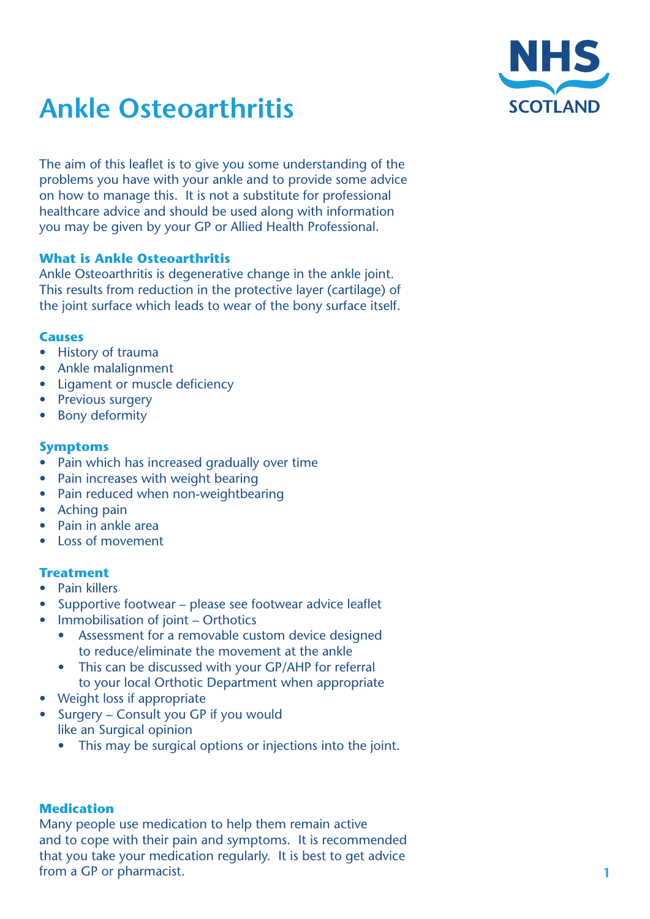# Ankle Osteoarthritis

NHS SCOTLAND

The aim of this leaflet is to give you some understanding of the problems you have with your ankle and to provide some advice on how to manage this. It is not a substitute for professional healthcare advice and should be used along with information you may be given by your GP or Allied Health Professional.

## What is Ankle Osteoarthritis

Ankle Osteoarthritis is degenerative change in the ankle joint. This results from reduction in the protective layer (cartilage) of the joint surface which leads to wear of the bony surface itself.

## Causes

- History of trauma
- Ankle malalignment
- Ligament or muscle deficiency
- Previous surgery
- Bony deformity

## Symptoms

- Pain which has increased gradually over time
- Pain increases with weight bearing
- Pain reduced when non-weightbearing
- Aching pain
- Pain in ankle area
- Loss of movement

## Treatment

- Pain killers
- Supportive footwear – please see footwear advice leaflet
- Immobilisation of joint – Orthotics
    - Assessment for a removable custom device designed to reduce/eliminate the movement at the ankle
    - This can be discussed with your GP/AHP for referral to your local Orthotic Department when appropriate
- Weight loss if appropriate
- Surgery – Consult you GP if you would like an Surgical opinion
    - This may be surgical options or injections into the joint.

## Medication

Many people use medication to help them remain active and to cope with their pain and symptoms. It is recommended that you take your medication regularly. It is best to get advice from a GP or pharmacist.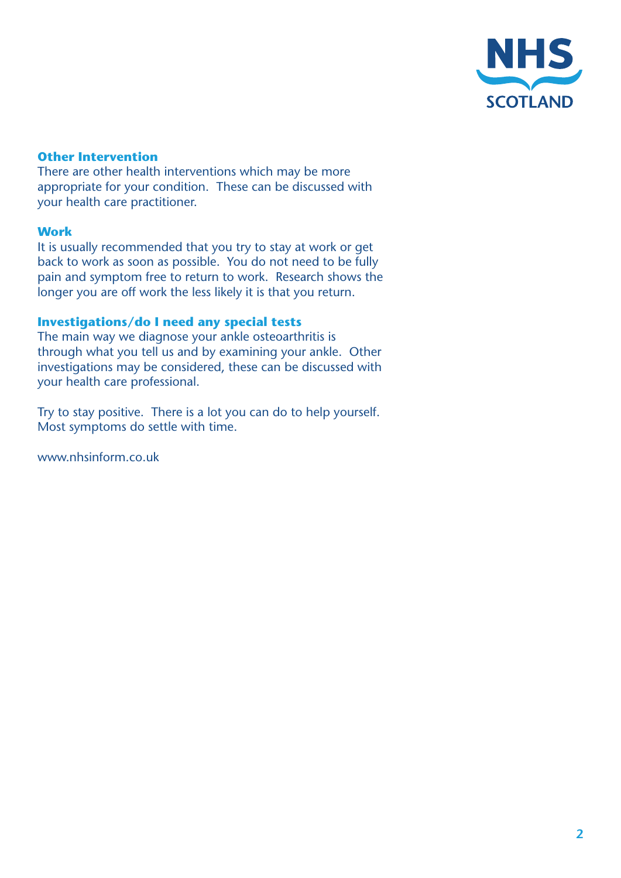### Other Intervention

There are other health interventions which may be more appropriate for your condition. These can be discussed with your health care practitioner.

### Work

It is usually recommended that you try to stay at work or get back to work as soon as possible. You do not need to be fully pain and symptom free to return to work. Research shows the longer you are off work the less likely it is that you return.

### Investigations/do I need any special tests

The main way we diagnose your ankle osteoarthritis is through what you tell us and by examining your ankle. Other investigations may be considered, these can be discussed with your health care professional.

Try to stay positive. There is a lot you can do to help yourself. Most symptoms do settle with time.

www.nhsinform.co.uk